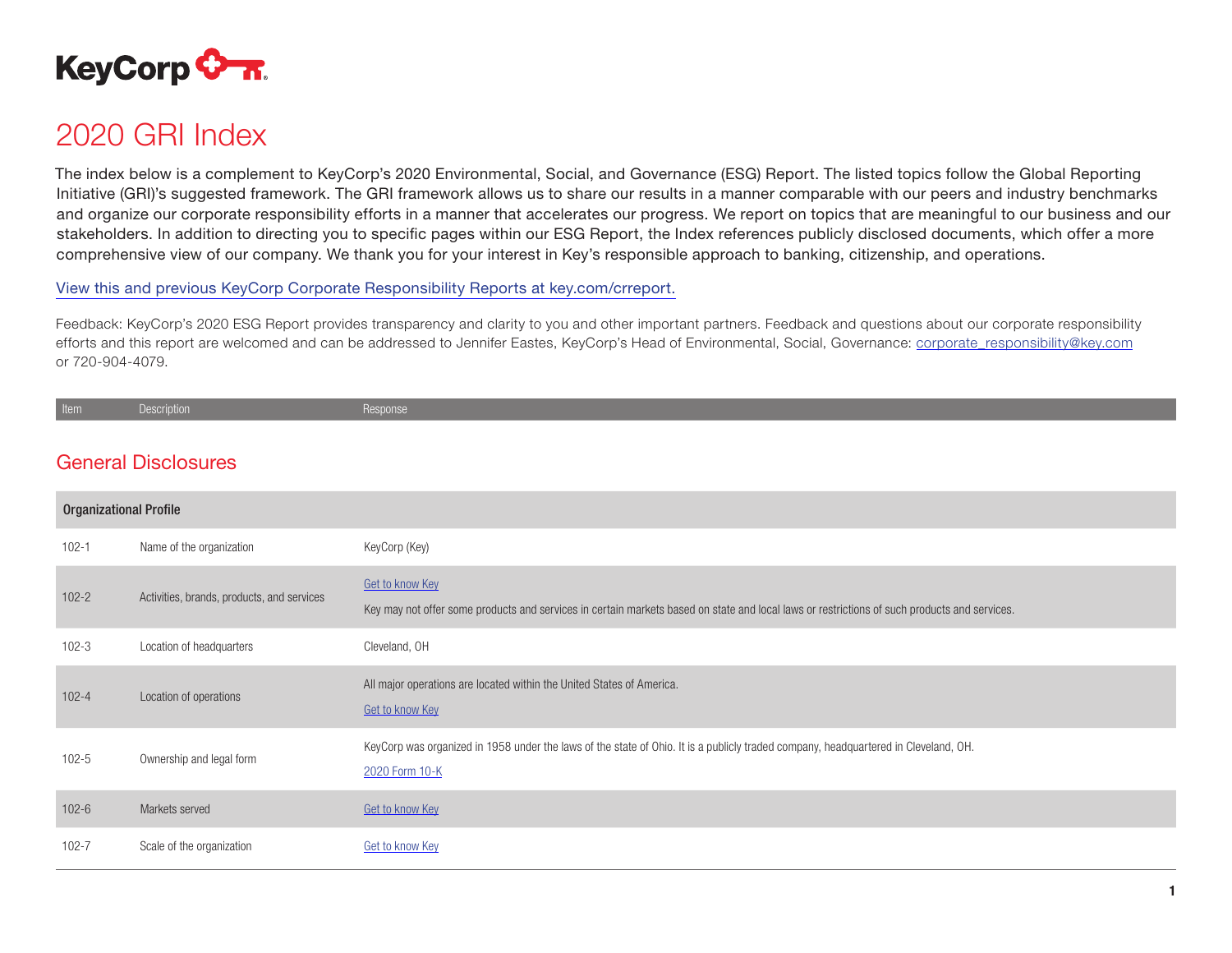# 2020 GRI Index

The index below is a complement to KeyCorp's 2020 Environmental, Social, and Governance (ESG) Report. The listed topics follow the Global Reporting Initiative (GRI)'s suggested framework. The GRI framework allows us to share our results in a manner comparable with our peers and industry benchmarks and organize our corporate responsibility efforts in a manner that accelerates our progress. We report on topics that are meaningful to our business and our stakeholders. In addition to directing you to specific pages within our ESG Report, the Index references publicly disclosed documents, which offer a more comprehensive view of our company. We thank you for your interest in Key's responsible approach to banking, citizenship, and operations.

View this and previous KeyCorp Corporate Responsibility Reports at key.com/crreport.

Feedback: KeyCorp's 2020 ESG Report provides transparency and clarity to you and other important partners. Feedback and questions about our corporate responsibility efforts and this report are welcomed and can be addressed to Jennifer Eastes, KeyCorp's Head of Environmental, Social, Governance: corporate_responsibility@key.com or 720-904-4079.

## General Disclosures

| Item | Description | Response |
|---|---|---|
| **Organizational Profile** | | |
| 102-1 | Name of the organization | KeyCorp (Key) |
| 102-2 | Activities, brands, products, and services | Get to know Key<br>Key may not offer some products and services in certain markets based on state and local laws or restrictions of such products and services. |
| 102-3 | Location of headquarters | Cleveland, OH |
| 102-4 | Location of operations | All major operations are located within the United States of America.<br>Get to know Key |
| 102-5 | Ownership and legal form | KeyCorp was organized in 1958 under the laws of the state of Ohio. It is a publicly traded company, headquartered in Cleveland, OH.<br>2020 Form 10-K |
| 102-6 | Markets served | Get to know Key |
| 102-7 | Scale of the organization | Get to know Key |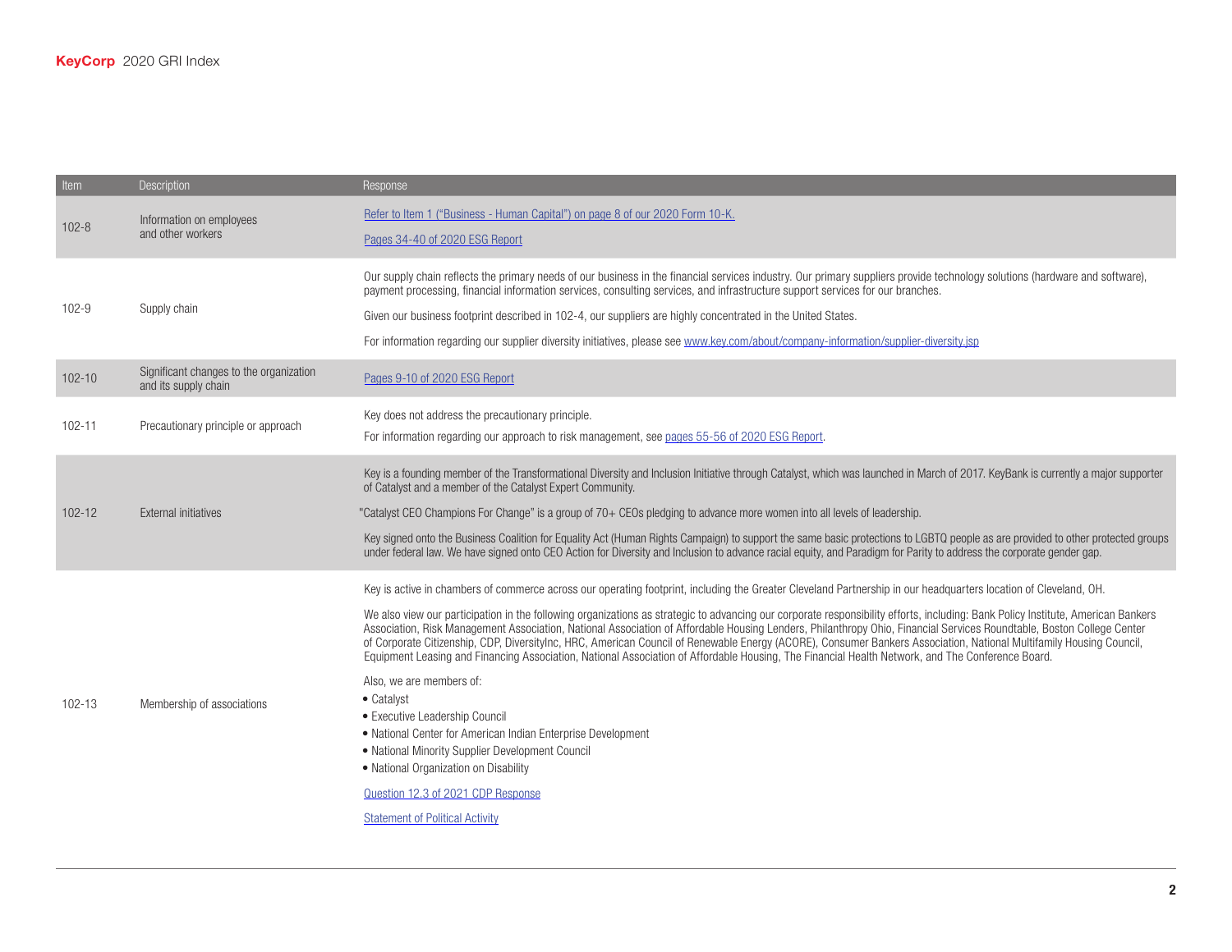| Item | Description | Response |
|---|---|---|
| 102-8 | Information on employees and other workers | Refer to Item 1 ("Business - Human Capital") on page 8 of our 2020 Form 10-K.<br><br>Pages 34-40 of 2020 ESG Report |
| 102-9 | Supply chain | Our supply chain reflects the primary needs of our business in the financial services industry. Our primary suppliers provide technology solutions (hardware and software), payment processing, financial information services, consulting services, and infrastructure support services for our branches.<br><br>Given our business footprint described in 102-4, our suppliers are highly concentrated in the United States.<br><br>For information regarding our supplier diversity initiatives, please see www.key.com/about/company-information/supplier-diversity.jsp |
| 102-10 | Significant changes to the organization and its supply chain | Pages 9-10 of 2020 ESG Report |
| 102-11 | Precautionary principle or approach | Key does not address the precautionary principle.<br><br>For information regarding our approach to risk management, see pages 55-56 of 2020 ESG Report. |
| 102-12 | External initiatives | Key is a founding member of the Transformational Diversity and Inclusion Initiative through Catalyst, which was launched in March of 2017. KeyBank is currently a major supporter of Catalyst and a member of the Catalyst Expert Community.<br><br>"Catalyst CEO Champions For Change" is a group of 70+ CEOs pledging to advance more women into all levels of leadership.<br><br>Key signed onto the Business Coalition for Equality Act (Human Rights Campaign) to support the same basic protections to LGBTQ people as are provided to other protected groups under federal law. We have signed onto CEO Action for Diversity and Inclusion to advance racial equity, and Paradigm for Parity to address the corporate gender gap. |
| 102-13 | Membership of associations | Key is active in chambers of commerce across our operating footprint, including the Greater Cleveland Partnership in our headquarters location of Cleveland, OH.<br><br>We also view our participation in the following organizations as strategic to advancing our corporate responsibility efforts, including: Bank Policy Institute, American Bankers Association, Risk Management Association, National Association of Affordable Housing Lenders, Philanthropy Ohio, Financial Services Roundtable, Boston College Center of Corporate Citizenship, CDP, DiversityInc, HRC, American Council of Renewable Energy (ACORE), Consumer Bankers Association, National Multifamily Housing Council, Equipment Leasing and Financing Association, National Association of Affordable Housing, The Financial Health Network, and The Conference Board.<br><br>Also, we are members of:<br>• Catalyst<br>• Executive Leadership Council<br>• National Center for American Indian Enterprise Development<br>• National Minority Supplier Development Council<br>• National Organization on Disability<br><br>Question 12.3 of 2021 CDP Response<br><br>Statement of Political Activity |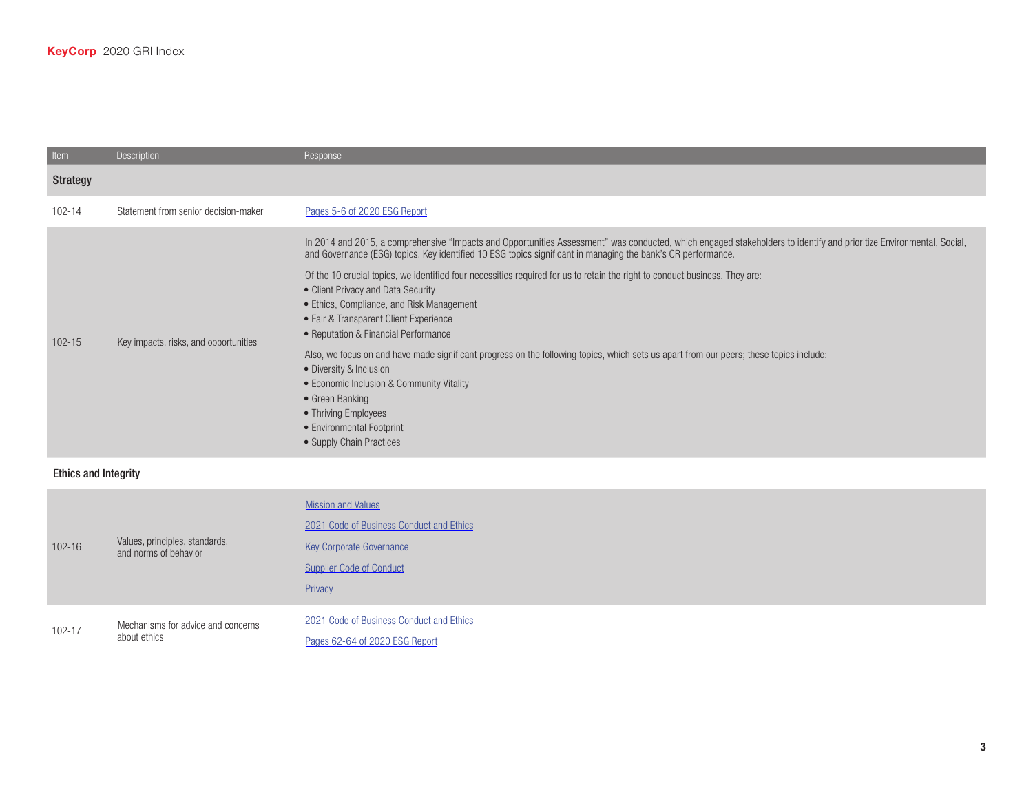| Item | Description | Response |
|---|---|---|
| **Strategy** | | |
| 102-14 | Statement from senior decision-maker | Pages 5-6 of 2020 ESG Report |
| 102-15 | Key impacts, risks, and opportunities | In 2014 and 2015, a comprehensive "Impacts and Opportunities Assessment" was conducted, which engaged stakeholders to identify and prioritize Environmental, Social, and Governance (ESG) topics. Key identified 10 ESG topics significant in managing the bank's CR performance.<br><br>Of the 10 crucial topics, we identified four necessities required for us to retain the right to conduct business. They are:<br>• Client Privacy and Data Security<br>• Ethics, Compliance, and Risk Management<br>• Fair & Transparent Client Experience<br>• Reputation & Financial Performance<br><br>Also, we focus on and have made significant progress on the following topics, which sets us apart from our peers; these topics include:<br>• Diversity & Inclusion<br>• Economic Inclusion & Community Vitality<br>• Green Banking<br>• Thriving Employees<br>• Environmental Footprint<br>• Supply Chain Practices |
| **Ethics and Integrity** | | |
| 102-16 | Values, principles, standards, and norms of behavior | Mission and Values<br>2021 Code of Business Conduct and Ethics<br>Key Corporate Governance<br>Supplier Code of Conduct<br>Privacy |
| 102-17 | Mechanisms for advice and concerns about ethics | 2021 Code of Business Conduct and Ethics<br>Pages 62-64 of 2020 ESG Report |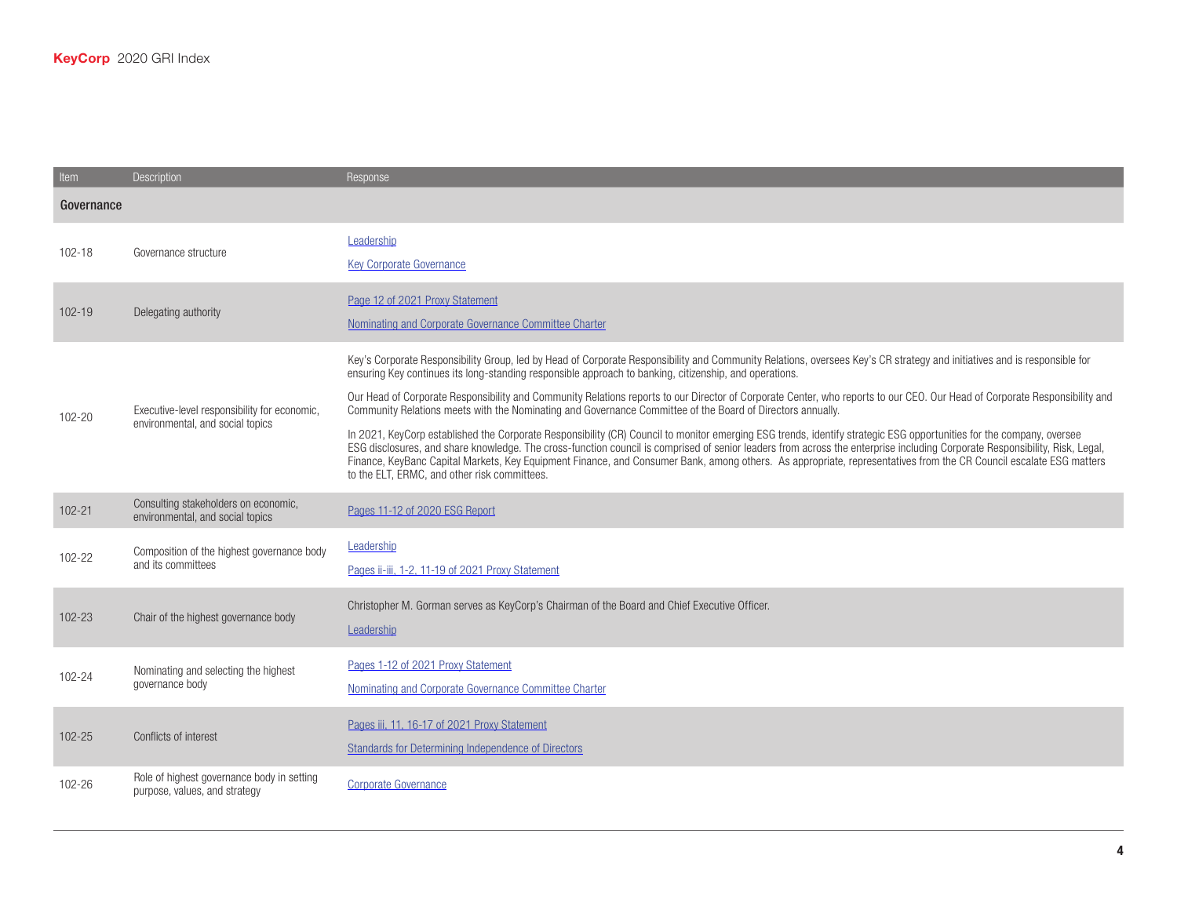| Item | Description | Response |
|---|---|---|
| **Governance** | | |
| 102-18 | Governance structure | Leadership<br>Key Corporate Governance |
| 102-19 | Delegating authority | Page 12 of 2021 Proxy Statement<br>Nominating and Corporate Governance Committee Charter |
| 102-20 | Executive-level responsibility for economic, environmental, and social topics | Key's Corporate Responsibility Group, led by Head of Corporate Responsibility and Community Relations, oversees Key's CR strategy and initiatives and is responsible for ensuring Key continues its long-standing responsible approach to banking, citizenship, and operations.<br><br>Our Head of Corporate Responsibility and Community Relations reports to our Director of Corporate Center, who reports to our CEO. Our Head of Corporate Responsibility and Community Relations meets with the Nominating and Governance Committee of the Board of Directors annually.<br><br>In 2021, KeyCorp established the Corporate Responsibility (CR) Council to monitor emerging ESG trends, identify strategic ESG opportunities for the company, oversee ESG disclosures, and share knowledge. The cross-function council is comprised of senior leaders from across the enterprise including Corporate Responsibility, Risk, Legal, Finance, KeyBanc Capital Markets, Key Equipment Finance, and Consumer Bank, among others. As appropriate, representatives from the CR Council escalate ESG matters to the ELT, ERMC, and other risk committees. |
| 102-21 | Consulting stakeholders on economic, environmental, and social topics | Pages 11-12 of 2020 ESG Report |
| 102-22 | Composition of the highest governance body and its committees | Leadership<br>Pages ii-iii, 1-2, 11-19 of 2021 Proxy Statement |
| 102-23 | Chair of the highest governance body | Christopher M. Gorman serves as KeyCorp's Chairman of the Board and Chief Executive Officer.<br>Leadership |
| 102-24 | Nominating and selecting the highest governance body | Pages 1-12 of 2021 Proxy Statement<br>Nominating and Corporate Governance Committee Charter |
| 102-25 | Conflicts of interest | Pages iii, 11, 16-17 of 2021 Proxy Statement<br>Standards for Determining Independence of Directors |
| 102-26 | Role of highest governance body in setting purpose, values, and strategy | Corporate Governance |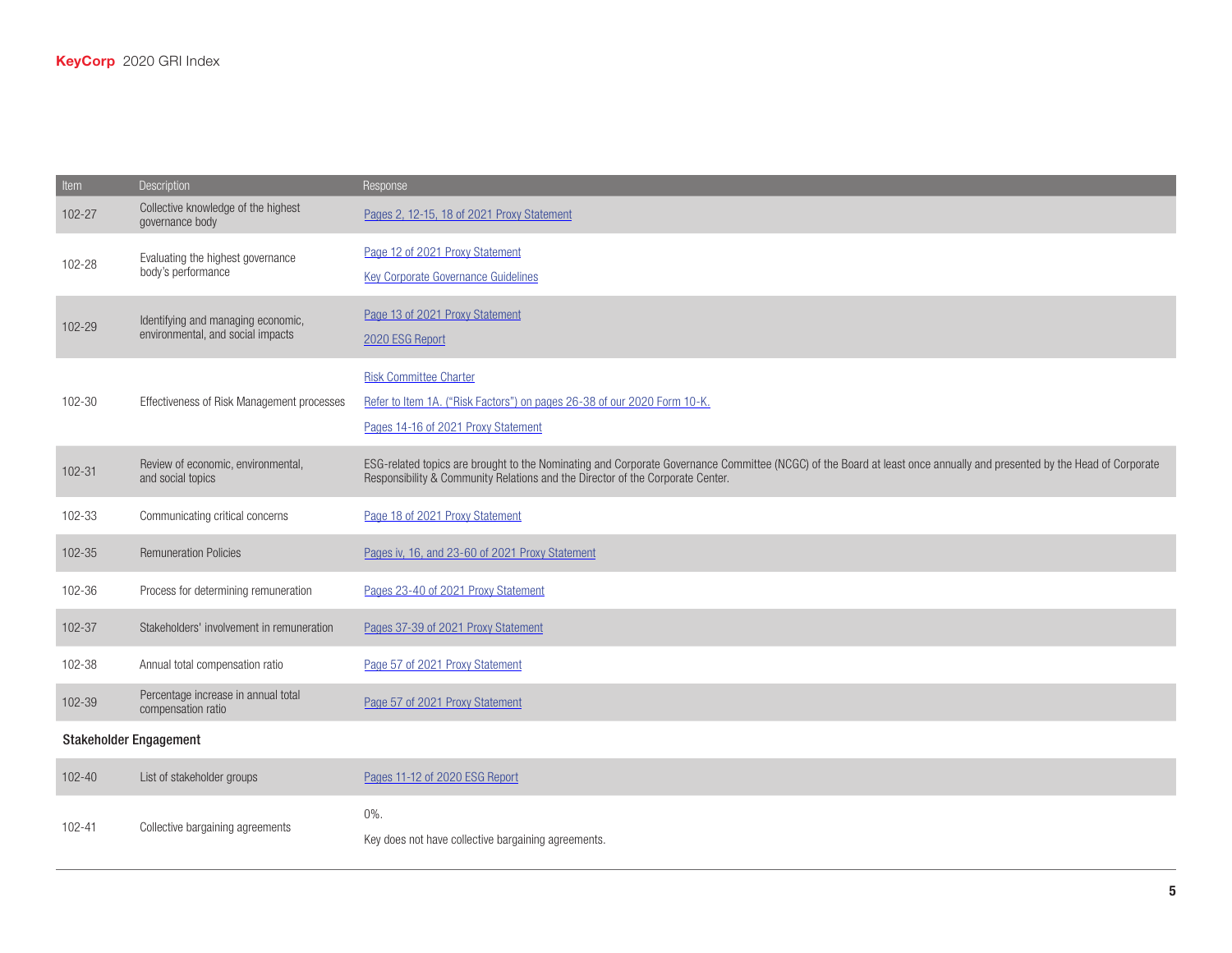| Item | Description | Response |
| --- | --- | --- |
| 102-27 | Collective knowledge of the highest governance body | Pages 2, 12-15, 18 of 2021 Proxy Statement |
| 102-28 | Evaluating the highest governance body's performance | Page 12 of 2021 Proxy Statement<br>Key Corporate Governance Guidelines |
| 102-29 | Identifying and managing economic, environmental, and social impacts | Page 13 of 2021 Proxy Statement<br>2020 ESG Report |
| 102-30 | Effectiveness of Risk Management processes | Risk Committee Charter<br>Refer to Item 1A. ("Risk Factors") on pages 26-38 of our 2020 Form 10-K.<br>Pages 14-16 of 2021 Proxy Statement |
| 102-31 | Review of economic, environmental, and social topics | ESG-related topics are brought to the Nominating and Corporate Governance Committee (NCGC) of the Board at least once annually and presented by the Head of Corporate Responsibility & Community Relations and the Director of the Corporate Center. |
| 102-33 | Communicating critical concerns | Page 18 of 2021 Proxy Statement |
| 102-35 | Remuneration Policies | Pages iv, 16, and 23-60 of 2021 Proxy Statement |
| 102-36 | Process for determining remuneration | Pages 23-40 of 2021 Proxy Statement |
| 102-37 | Stakeholders' involvement in remuneration | Pages 37-39 of 2021 Proxy Statement |
| 102-38 | Annual total compensation ratio | Page 57 of 2021 Proxy Statement |
| 102-39 | Percentage increase in annual total compensation ratio | Page 57 of 2021 Proxy Statement |
| **Stakeholder Engagement** | | |
| 102-40 | List of stakeholder groups | Pages 11-12 of 2020 ESG Report |
| 102-41 | Collective bargaining agreements | 0%.<br>Key does not have collective bargaining agreements. |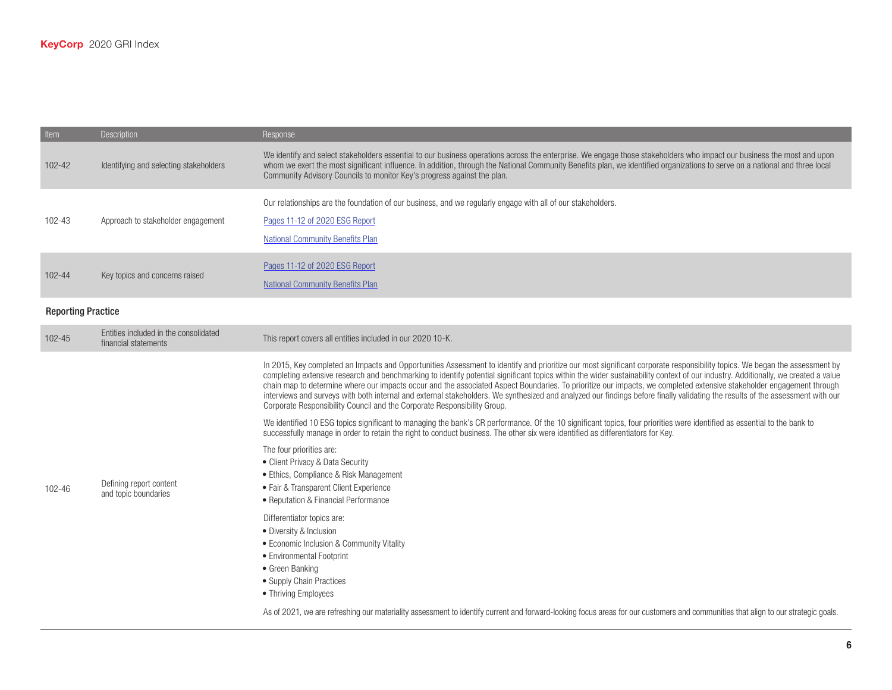| Item | Description | Response |
|---|---|---|
| 102-42 | Identifying and selecting stakeholders | We identify and select stakeholders essential to our business operations across the enterprise. We engage those stakeholders who impact our business the most and upon whom we exert the most significant influence. In addition, through the National Community Benefits plan, we identified organizations to serve on a national and three local Community Advisory Councils to monitor Key's progress against the plan. |
| 102-43 | Approach to stakeholder engagement | Our relationships are the foundation of our business, and we regularly engage with all of our stakeholders.<br><br>Pages 11-12 of 2020 ESG Report<br><br>National Community Benefits Plan |
| 102-44 | Key topics and concerns raised | Pages 11-12 of 2020 ESG Report<br><br>National Community Benefits Plan |

**Reporting Practice**

| Item | Description | Response |
|---|---|---|
| 102-45 | Entities included in the consolidated financial statements | This report covers all entities included in our 2020 10-K. |
| 102-46 | Defining report content and topic boundaries | In 2015, Key completed an Impacts and Opportunities Assessment to identify and prioritize our most significant corporate responsibility topics. We began the assessment by completing extensive research and benchmarking to identify potential significant topics within the wider sustainability context of our industry. Additionally, we created a value chain map to determine where our impacts occur and the associated Aspect Boundaries. To prioritize our impacts, we completed extensive stakeholder engagement through interviews and surveys with both internal and external stakeholders. We synthesized and analyzed our findings before finally validating the results of the assessment with our Corporate Responsibility Council and the Corporate Responsibility Group.<br><br>We identified 10 ESG topics significant to managing the bank's CR performance. Of the 10 significant topics, four priorities were identified as essential to the bank to successfully manage in order to retain the right to conduct business. The other six were identified as differentiators for Key.<br><br>The four priorities are:<br>• Client Privacy & Data Security<br>• Ethics, Compliance & Risk Management<br>• Fair & Transparent Client Experience<br>• Reputation & Financial Performance<br><br>Differentiator topics are:<br>• Diversity & Inclusion<br>• Economic Inclusion & Community Vitality<br>• Environmental Footprint<br>• Green Banking<br>• Supply Chain Practices<br>• Thriving Employees<br><br>As of 2021, we are refreshing our materiality assessment to identify current and forward-looking focus areas for our customers and communities that align to our strategic goals. |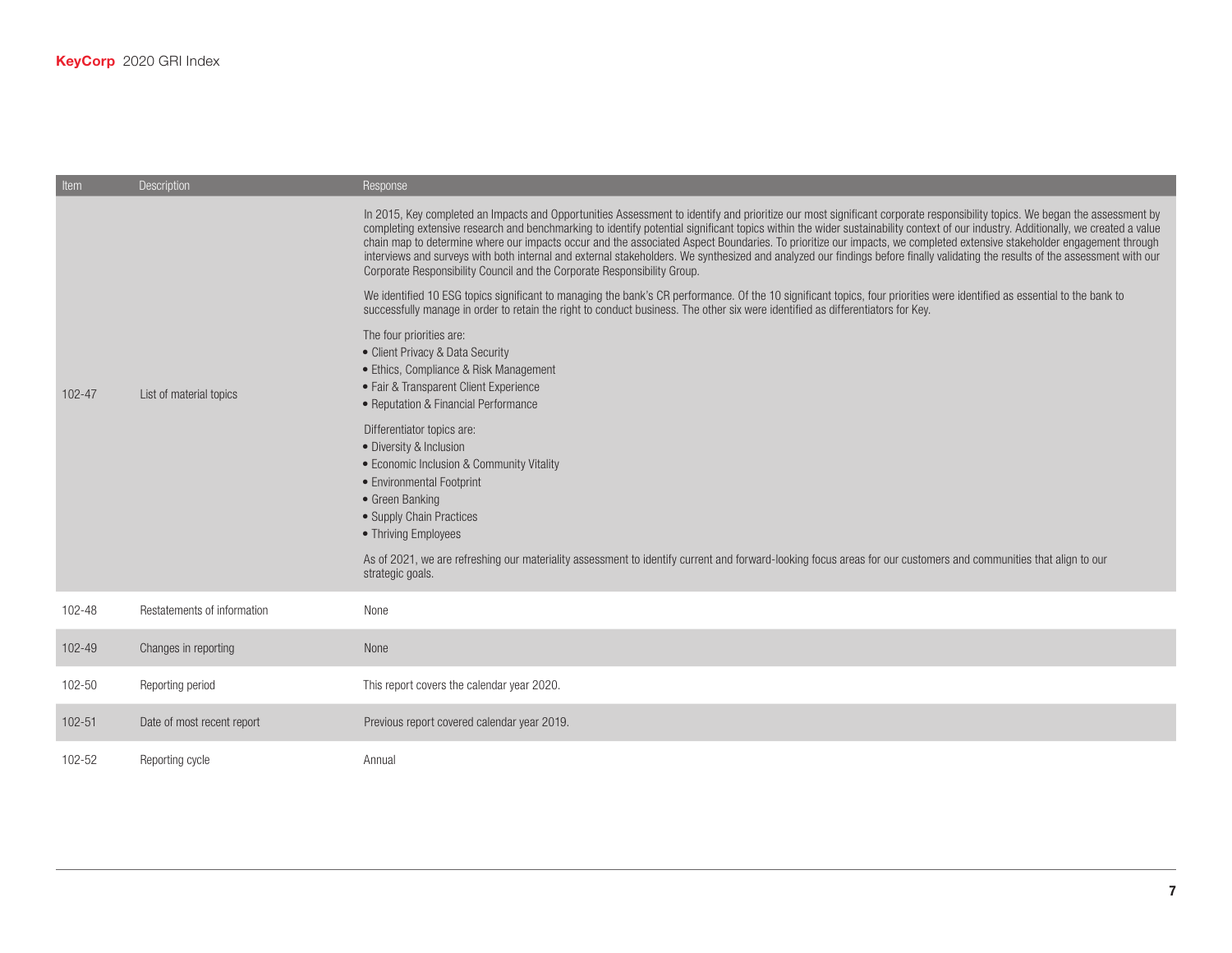| Item | Description | Response |
|---|---|---|
| 102-47 | List of material topics | In 2015, Key completed an Impacts and Opportunities Assessment to identify and prioritize our most significant corporate responsibility topics. We began the assessment by completing extensive research and benchmarking to identify potential significant topics within the wider sustainability context of our industry. Additionally, we created a value chain map to determine where our impacts occur and the associated Aspect Boundaries. To prioritize our impacts, we completed extensive stakeholder engagement through interviews and surveys with both internal and external stakeholders. We synthesized and analyzed our findings before finally validating the results of the assessment with our Corporate Responsibility Council and the Corporate Responsibility Group.<br><br>We identified 10 ESG topics significant to managing the bank's CR performance. Of the 10 significant topics, four priorities were identified as essential to the bank to successfully manage in order to retain the right to conduct business. The other six were identified as differentiators for Key.<br><br>The four priorities are:<br>• Client Privacy & Data Security<br>• Ethics, Compliance & Risk Management<br>• Fair & Transparent Client Experience<br>• Reputation & Financial Performance<br><br>Differentiator topics are:<br>• Diversity & Inclusion<br>• Economic Inclusion & Community Vitality<br>• Environmental Footprint<br>• Green Banking<br>• Supply Chain Practices<br>• Thriving Employees<br><br>As of 2021, we are refreshing our materiality assessment to identify current and forward-looking focus areas for our customers and communities that align to our strategic goals. |
| 102-48 | Restatements of information | None |
| 102-49 | Changes in reporting | None |
| 102-50 | Reporting period | This report covers the calendar year 2020. |
| 102-51 | Date of most recent report | Previous report covered calendar year 2019. |
| 102-52 | Reporting cycle | Annual |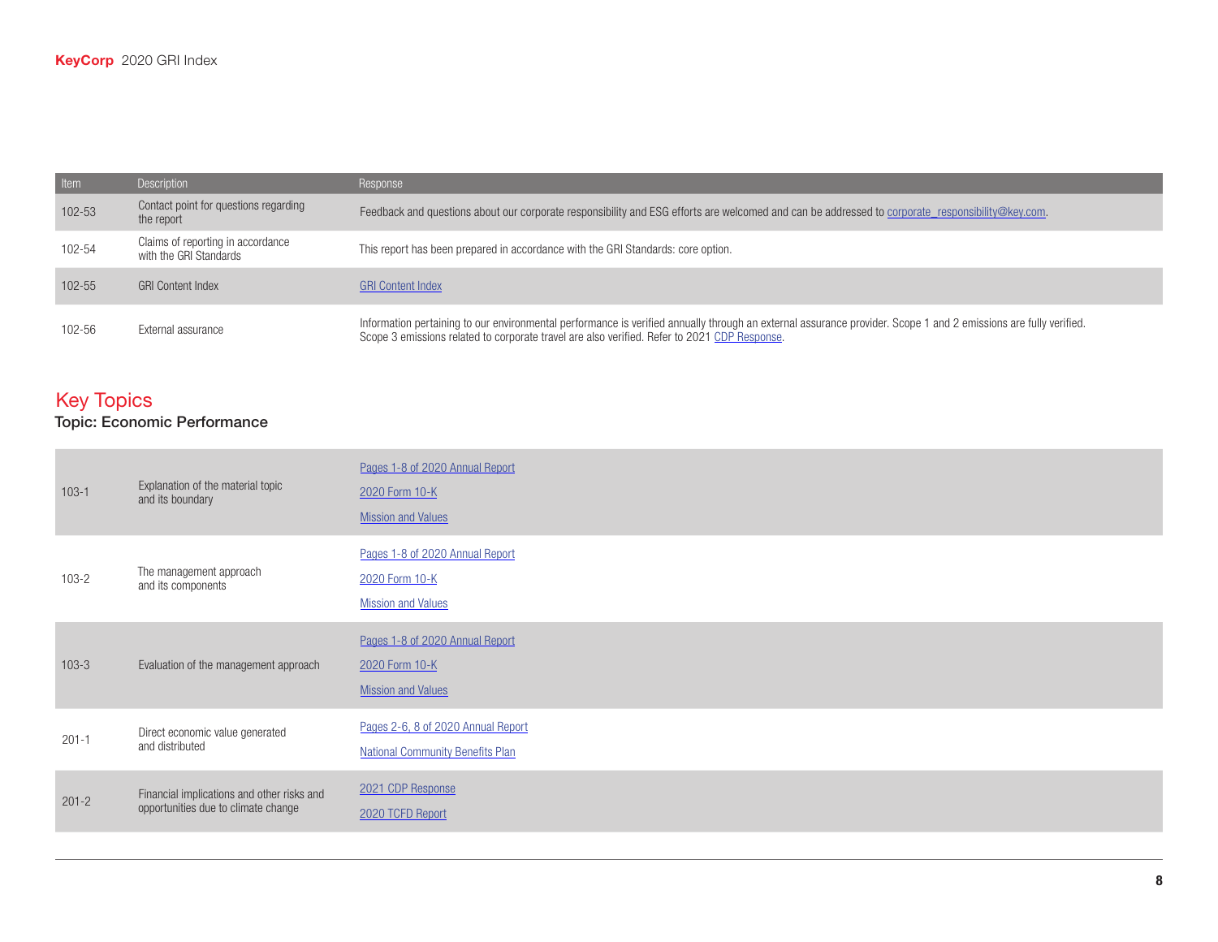| Item | Description | Response |
|---|---|---|
| 102-53 | Contact point for questions regarding the report | Feedback and questions about our corporate responsibility and ESG efforts are welcomed and can be addressed to corporate_responsibility@key.com. |
| 102-54 | Claims of reporting in accordance with the GRI Standards | This report has been prepared in accordance with the GRI Standards: core option. |
| 102-55 | GRI Content Index | GRI Content Index |
| 102-56 | External assurance | Information pertaining to our environmental performance is verified annually through an external assurance provider. Scope 1 and 2 emissions are fully verified. Scope 3 emissions related to corporate travel are also verified. Refer to 2021 CDP Response. |

# Key Topics

## Topic: Economic Performance

| Item | Description | Response |
|---|---|---|
| 103-1 | Explanation of the material topic and its boundary | Pages 1-8 of 2020 Annual Report<br>2020 Form 10-K<br>Mission and Values |
| 103-2 | The management approach and its components | Pages 1-8 of 2020 Annual Report<br>2020 Form 10-K<br>Mission and Values |
| 103-3 | Evaluation of the management approach | Pages 1-8 of 2020 Annual Report<br>2020 Form 10-K<br>Mission and Values |
| 201-1 | Direct economic value generated and distributed | Pages 2-6, 8 of 2020 Annual Report<br>National Community Benefits Plan |
| 201-2 | Financial implications and other risks and opportunities due to climate change | 2021 CDP Response<br>2020 TCFD Report |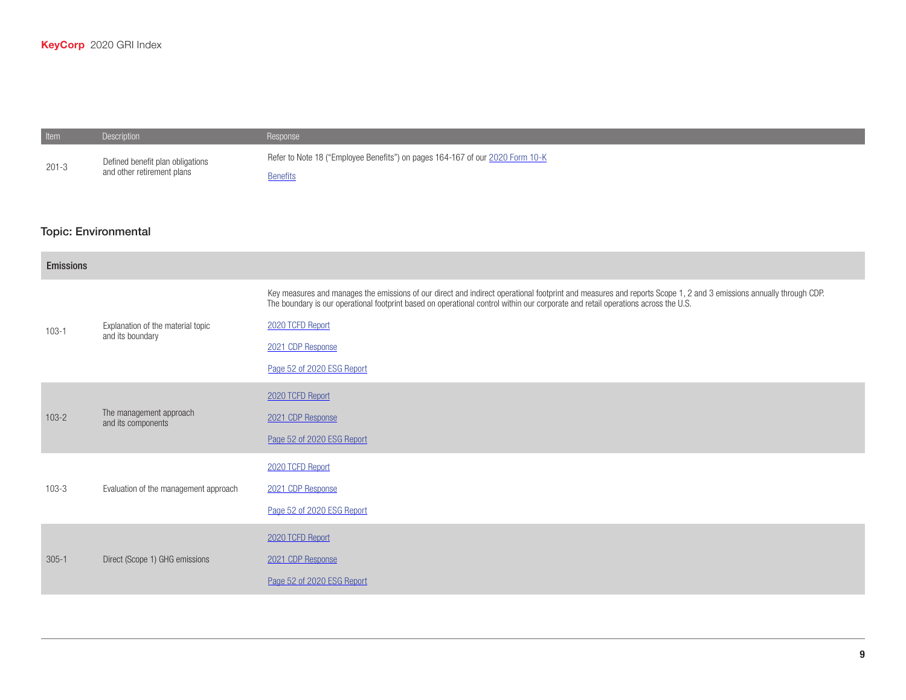| Item | Description | Response |
| --- | --- | --- |
| 201-3 | Defined benefit plan obligations and other retirement plans | Refer to Note 18 ("Employee Benefits") on pages 164-167 of our 2020 Form 10-K<br><br>Benefits |

## Topic: Environmental

| Emissions | | |
| --- | --- | --- |
| 103-1 | Explanation of the material topic and its boundary | Key measures and manages the emissions of our direct and indirect operational footprint and measures and reports Scope 1, 2 and 3 emissions annually through CDP. The boundary is our operational footprint based on operational control within our corporate and retail operations across the U.S.<br><br>2020 TCFD Report<br><br>2021 CDP Response<br><br>Page 52 of 2020 ESG Report |
| 103-2 | The management approach and its components | 2020 TCFD Report<br><br>2021 CDP Response<br><br>Page 52 of 2020 ESG Report |
| 103-3 | Evaluation of the management approach | 2020 TCFD Report<br><br>2021 CDP Response<br><br>Page 52 of 2020 ESG Report |
| 305-1 | Direct (Scope 1) GHG emissions | 2020 TCFD Report<br><br>2021 CDP Response<br><br>Page 52 of 2020 ESG Report |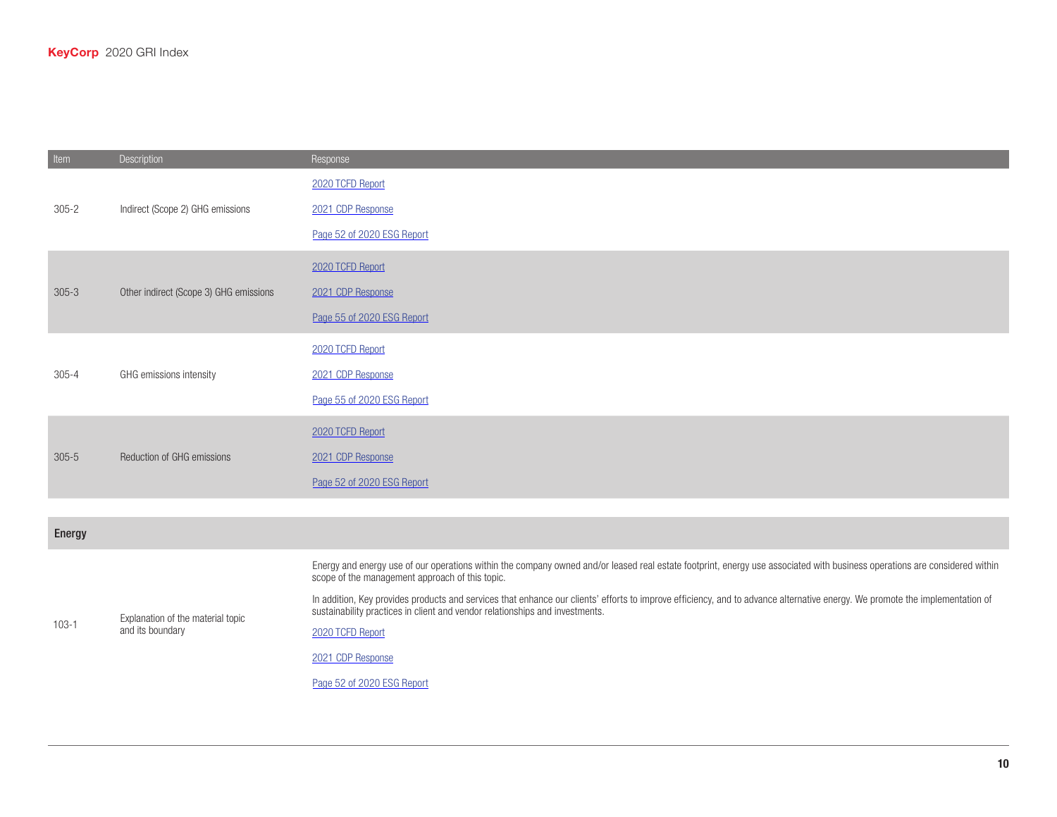| Item | Description | Response |
|---|---|---|
| 305-2 | Indirect (Scope 2) GHG emissions | 2020 TCFD Report<br>2021 CDP Response<br>Page 52 of 2020 ESG Report |
| 305-3 | Other indirect (Scope 3) GHG emissions | 2020 TCFD Report<br>2021 CDP Response<br>Page 55 of 2020 ESG Report |
| 305-4 | GHG emissions intensity | 2020 TCFD Report<br>2021 CDP Response<br>Page 55 of 2020 ESG Report |
| 305-5 | Reduction of GHG emissions | 2020 TCFD Report<br>2021 CDP Response<br>Page 52 of 2020 ESG Report |
| **Energy** | | |
| 103-1 | Explanation of the material topic and its boundary | Energy and energy use of our operations within the company owned and/or leased real estate footprint, energy use associated with business operations are considered within scope of the management approach of this topic.<br>In addition, Key provides products and services that enhance our clients' efforts to improve efficiency, and to advance alternative energy. We promote the implementation of sustainability practices in client and vendor relationships and investments.<br>2020 TCFD Report<br>2021 CDP Response<br>Page 52 of 2020 ESG Report |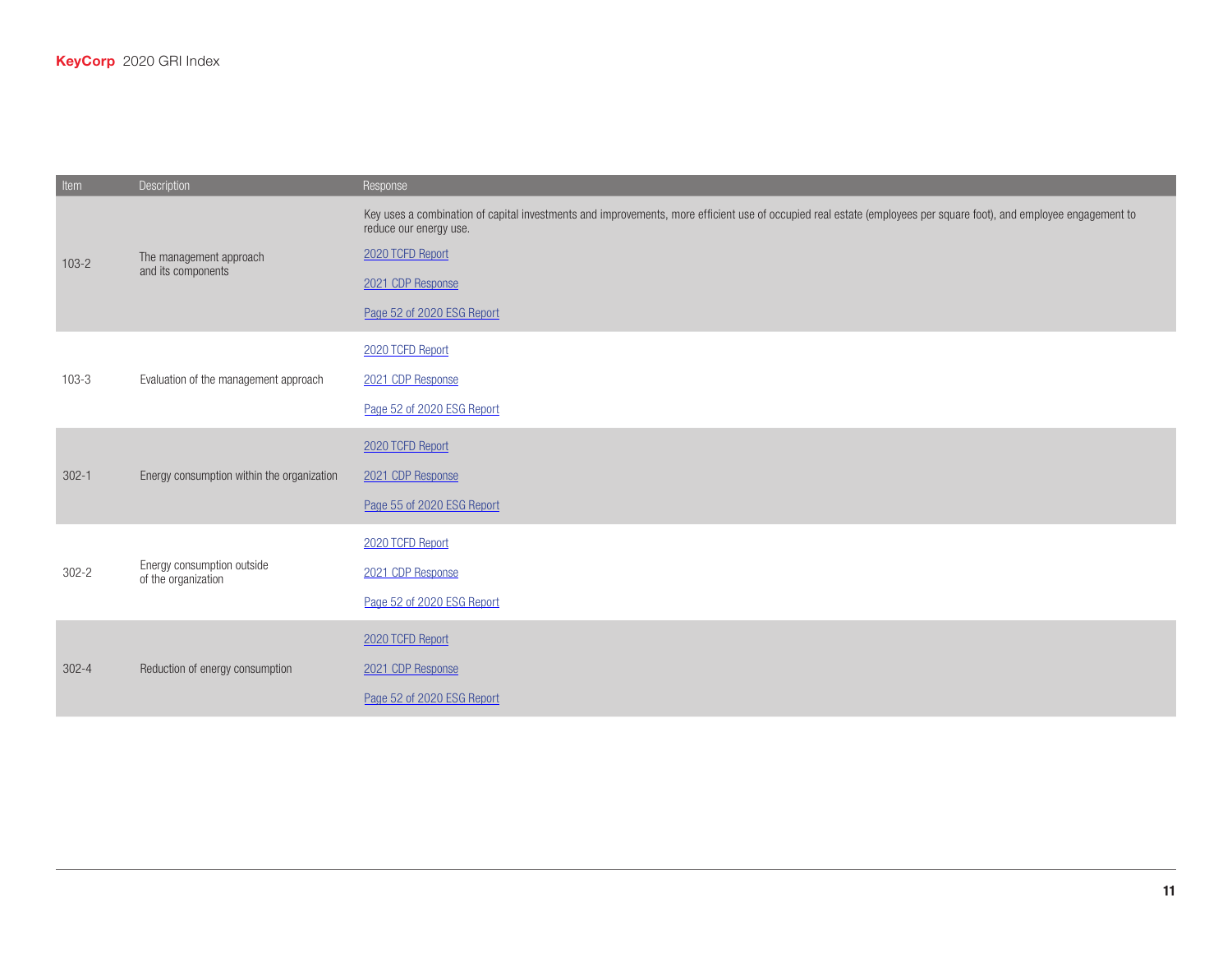| Item | Description | Response |
|---|---|---|
| 103-2 | The management approach and its components | Key uses a combination of capital investments and improvements, more efficient use of occupied real estate (employees per square foot), and employee engagement to reduce our energy use.<br><br>2020 TCFD Report<br><br>2021 CDP Response<br><br>Page 52 of 2020 ESG Report |
| 103-3 | Evaluation of the management approach | 2020 TCFD Report<br><br>2021 CDP Response<br><br>Page 52 of 2020 ESG Report |
| 302-1 | Energy consumption within the organization | 2020 TCFD Report<br><br>2021 CDP Response<br><br>Page 55 of 2020 ESG Report |
| 302-2 | Energy consumption outside of the organization | 2020 TCFD Report<br><br>2021 CDP Response<br><br>Page 52 of 2020 ESG Report |
| 302-4 | Reduction of energy consumption | 2020 TCFD Report<br><br>2021 CDP Response<br><br>Page 52 of 2020 ESG Report |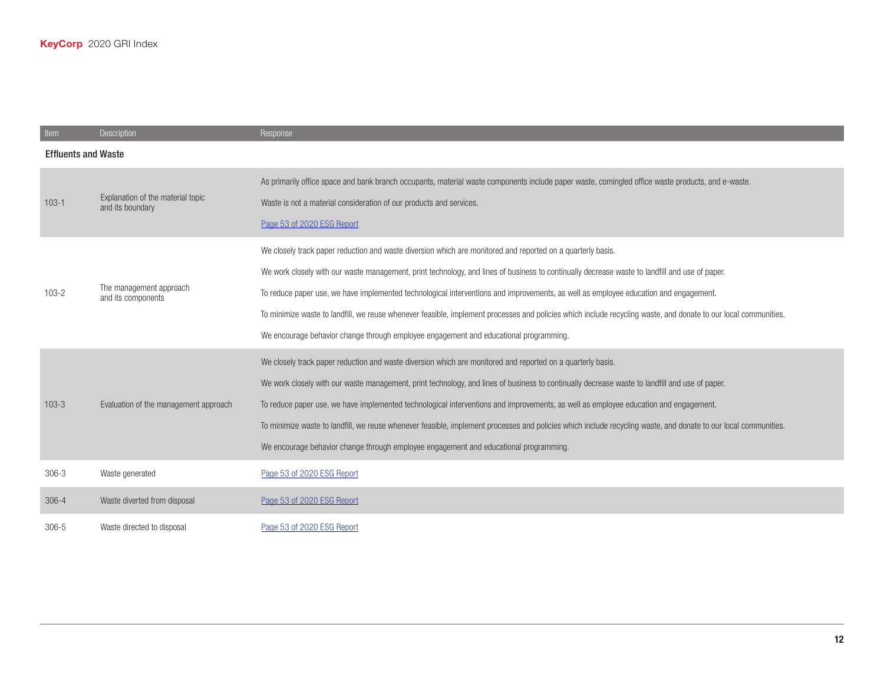| Item | Description | Response |
|---|---|---|
| **Effluents and Waste** | | |
| 103-1 | Explanation of the material topic and its boundary | As primarily office space and bank branch occupants, material waste components include paper waste, comingled office waste products, and e-waste.<br><br>Waste is not a material consideration of our products and services.<br><br>Page 53 of 2020 ESG Report |
| 103-2 | The management approach and its components | We closely track paper reduction and waste diversion which are monitored and reported on a quarterly basis.<br><br>We work closely with our waste management, print technology, and lines of business to continually decrease waste to landfill and use of paper.<br><br>To reduce paper use, we have implemented technological interventions and improvements, as well as employee education and engagement.<br><br>To minimize waste to landfill, we reuse whenever feasible, implement processes and policies which include recycling waste, and donate to our local communities.<br><br>We encourage behavior change through employee engagement and educational programming. |
| 103-3 | Evaluation of the management approach | We closely track paper reduction and waste diversion which are monitored and reported on a quarterly basis.<br><br>We work closely with our waste management, print technology, and lines of business to continually decrease waste to landfill and use of paper.<br><br>To reduce paper use, we have implemented technological interventions and improvements, as well as employee education and engagement.<br><br>To minimize waste to landfill, we reuse whenever feasible, implement processes and policies which include recycling waste, and donate to our local communities.<br><br>We encourage behavior change through employee engagement and educational programming. |
| 306-3 | Waste generated | Page 53 of 2020 ESG Report |
| 306-4 | Waste diverted from disposal | Page 53 of 2020 ESG Report |
| 306-5 | Waste directed to disposal | Page 53 of 2020 ESG Report |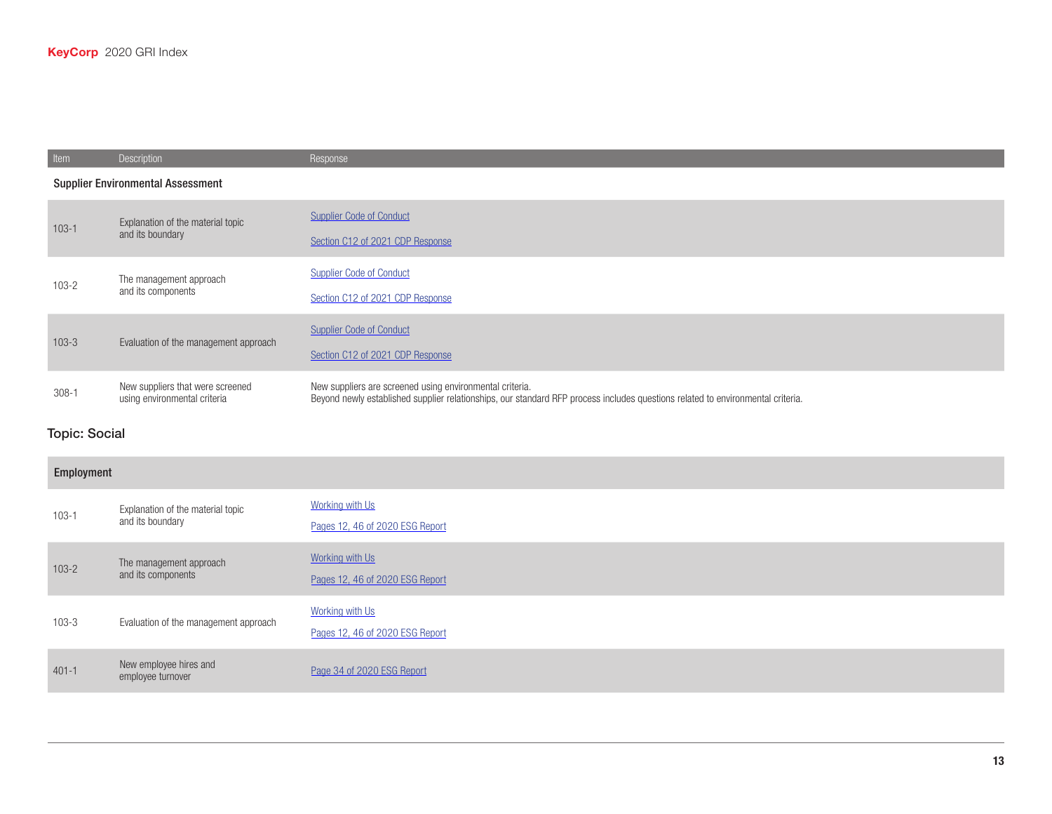| Item | Description | Response |
|---|---|---|
| **Supplier Environmental Assessment** | | |
| 103-1 | Explanation of the material topic and its boundary | Supplier Code of Conduct<br>Section C12 of 2021 CDP Response |
| 103-2 | The management approach and its components | Supplier Code of Conduct<br>Section C12 of 2021 CDP Response |
| 103-3 | Evaluation of the management approach | Supplier Code of Conduct<br>Section C12 of 2021 CDP Response |
| 308-1 | New suppliers that were screened using environmental criteria | New suppliers are screened using environmental criteria.<br>Beyond newly established supplier relationships, our standard RFP process includes questions related to environmental criteria. |

## Topic: Social

| Item | Description | Response |
|---|---|---|
| **Employment** | | |
| 103-1 | Explanation of the material topic and its boundary | Working with Us<br>Pages 12, 46 of 2020 ESG Report |
| 103-2 | The management approach and its components | Working with Us<br>Pages 12, 46 of 2020 ESG Report |
| 103-3 | Evaluation of the management approach | Working with Us<br>Pages 12, 46 of 2020 ESG Report |
| 401-1 | New employee hires and employee turnover | Page 34 of 2020 ESG Report |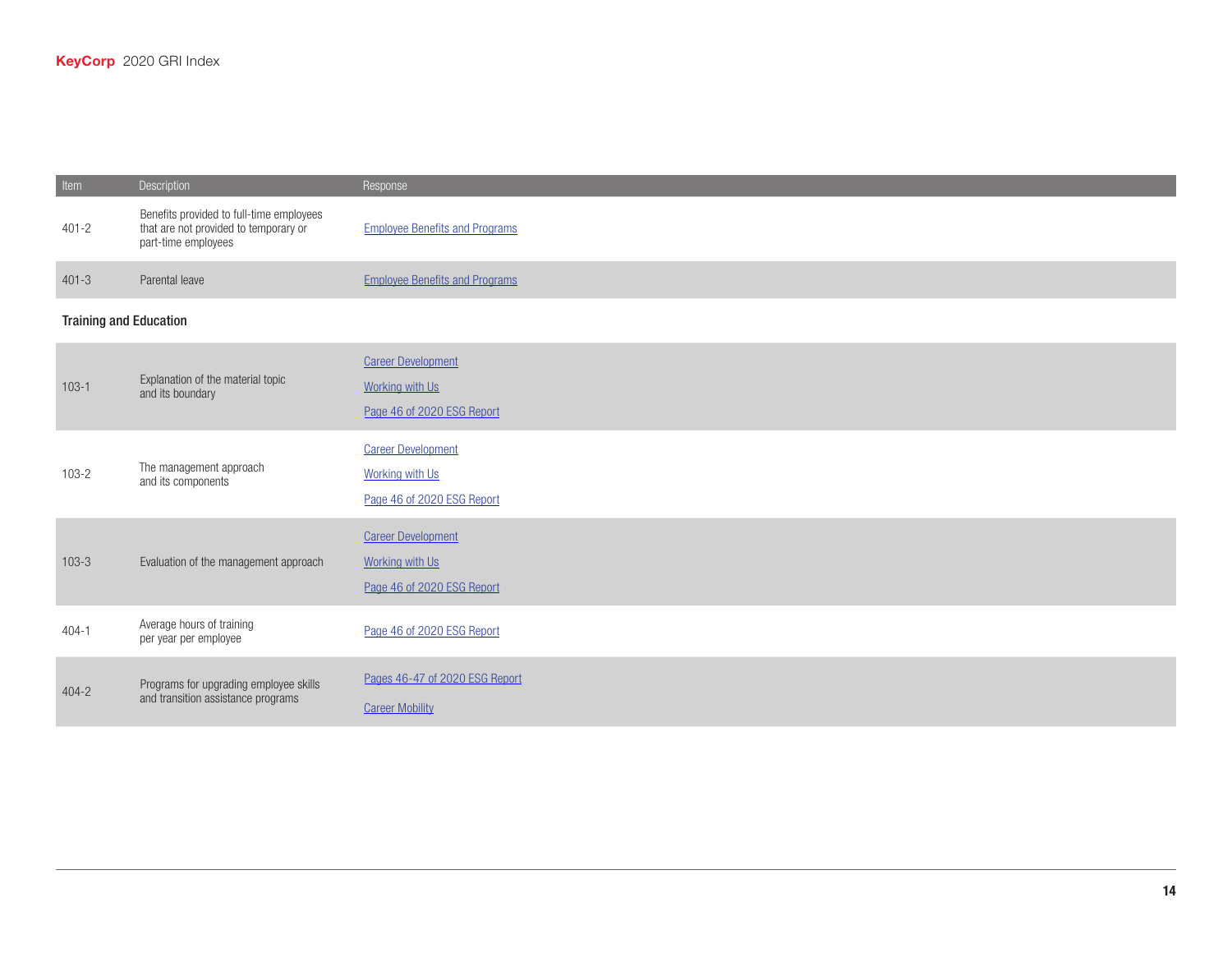| Item | Description | Response |
| --- | --- | --- |
| 401-2 | Benefits provided to full-time employees that are not provided to temporary or part-time employees | Employee Benefits and Programs |
| 401-3 | Parental leave | Employee Benefits and Programs |

### Training and Education

| Item | Description | Response |
| --- | --- | --- |
| 103-1 | Explanation of the material topic and its boundary | Career Development<br>Working with Us<br>Page 46 of 2020 ESG Report |
| 103-2 | The management approach and its components | Career Development<br>Working with Us<br>Page 46 of 2020 ESG Report |
| 103-3 | Evaluation of the management approach | Career Development<br>Working with Us<br>Page 46 of 2020 ESG Report |
| 404-1 | Average hours of training per year per employee | Page 46 of 2020 ESG Report |
| 404-2 | Programs for upgrading employee skills and transition assistance programs | Pages 46-47 of 2020 ESG Report<br>Career Mobility |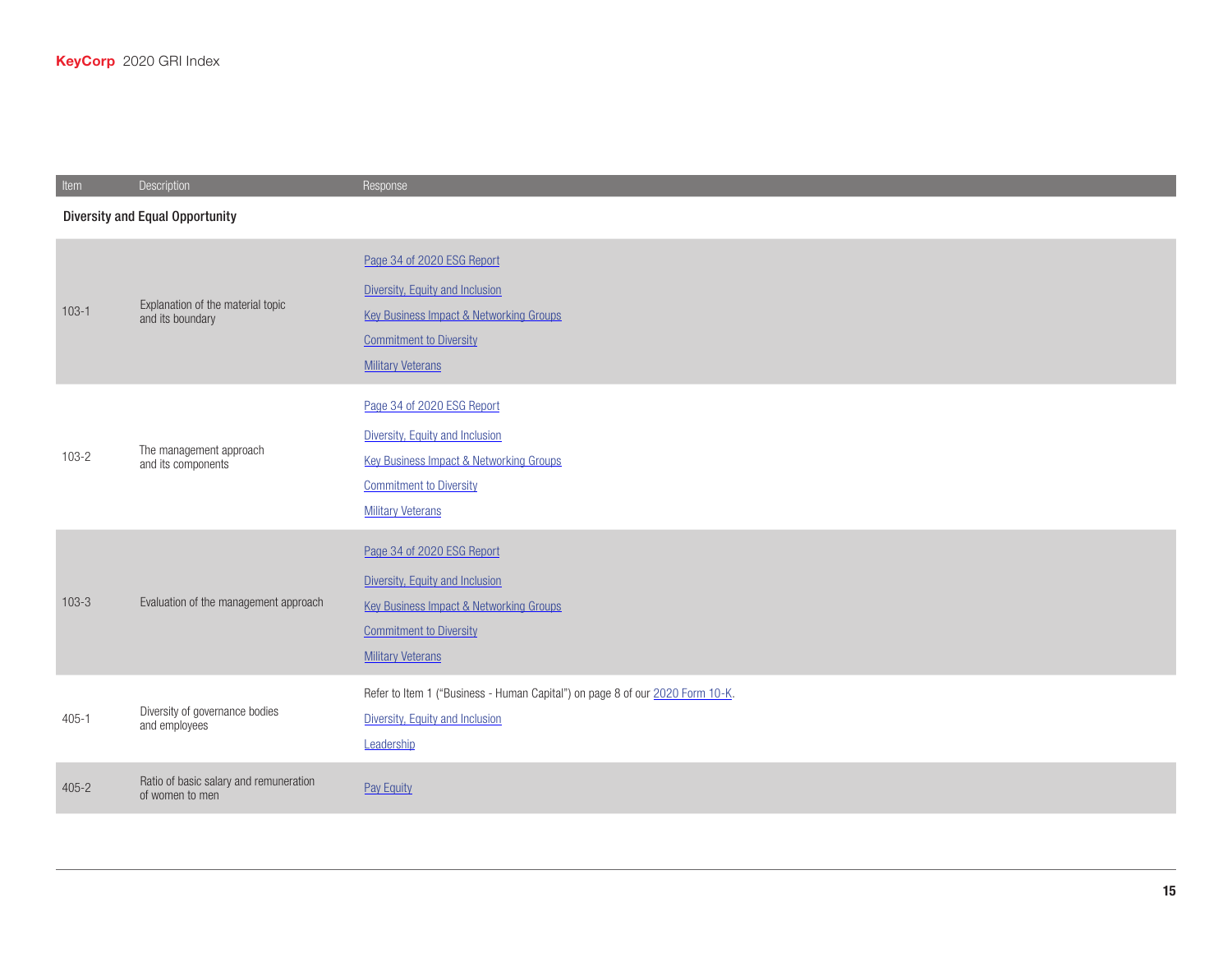| Item | Description | Response |
|---|---|---|
| **Diversity and Equal Opportunity** | | |
| 103-1 | Explanation of the material topic and its boundary | Page 34 of 2020 ESG Report<br>Diversity, Equity and Inclusion<br>Key Business Impact & Networking Groups<br>Commitment to Diversity<br>Military Veterans |
| 103-2 | The management approach and its components | Page 34 of 2020 ESG Report<br>Diversity, Equity and Inclusion<br>Key Business Impact & Networking Groups<br>Commitment to Diversity<br>Military Veterans |
| 103-3 | Evaluation of the management approach | Page 34 of 2020 ESG Report<br>Diversity, Equity and Inclusion<br>Key Business Impact & Networking Groups<br>Commitment to Diversity<br>Military Veterans |
| 405-1 | Diversity of governance bodies and employees | Refer to Item 1 ("Business - Human Capital") on page 8 of our 2020 Form 10-K.<br>Diversity, Equity and Inclusion<br>Leadership |
| 405-2 | Ratio of basic salary and remuneration of women to men | Pay Equity |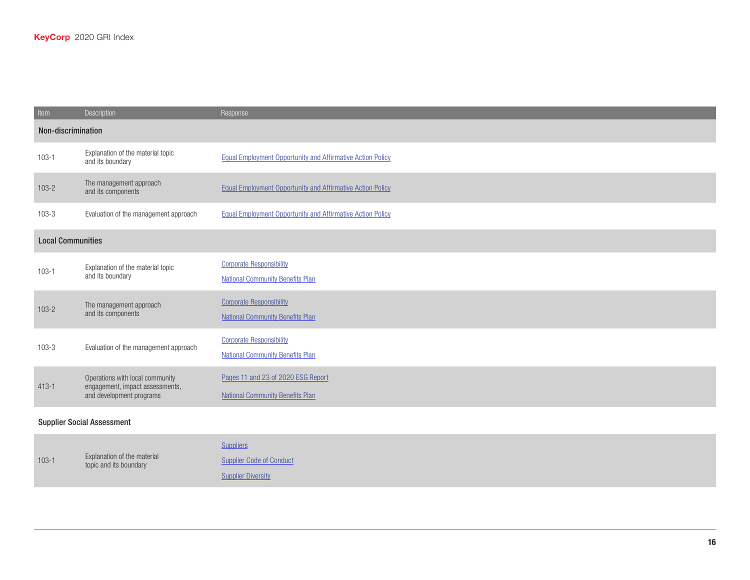| Item | Description | Response |
|---|---|---|
| **Non-discrimination** | | |
| 103-1 | Explanation of the material topic and its boundary | Equal Employment Opportunity and Affirmative Action Policy |
| 103-2 | The management approach and its components | Equal Employment Opportunity and Affirmative Action Policy |
| 103-3 | Evaluation of the management approach | Equal Employment Opportunity and Affirmative Action Policy |
| **Local Communities** | | |
| 103-1 | Explanation of the material topic and its boundary | Corporate Responsibility<br>National Community Benefits Plan |
| 103-2 | The management approach and its components | Corporate Responsibility<br>National Community Benefits Plan |
| 103-3 | Evaluation of the management approach | Corporate Responsibility<br>National Community Benefits Plan |
| 413-1 | Operations with local community engagement, impact assessments, and development programs | Pages 11 and 23 of 2020 ESG Report<br>National Community Benefits Plan |
| **Supplier Social Assessment** | | |
| 103-1 | Explanation of the material topic and its boundary | Suppliers<br>Supplier Code of Conduct<br>Supplier Diversity |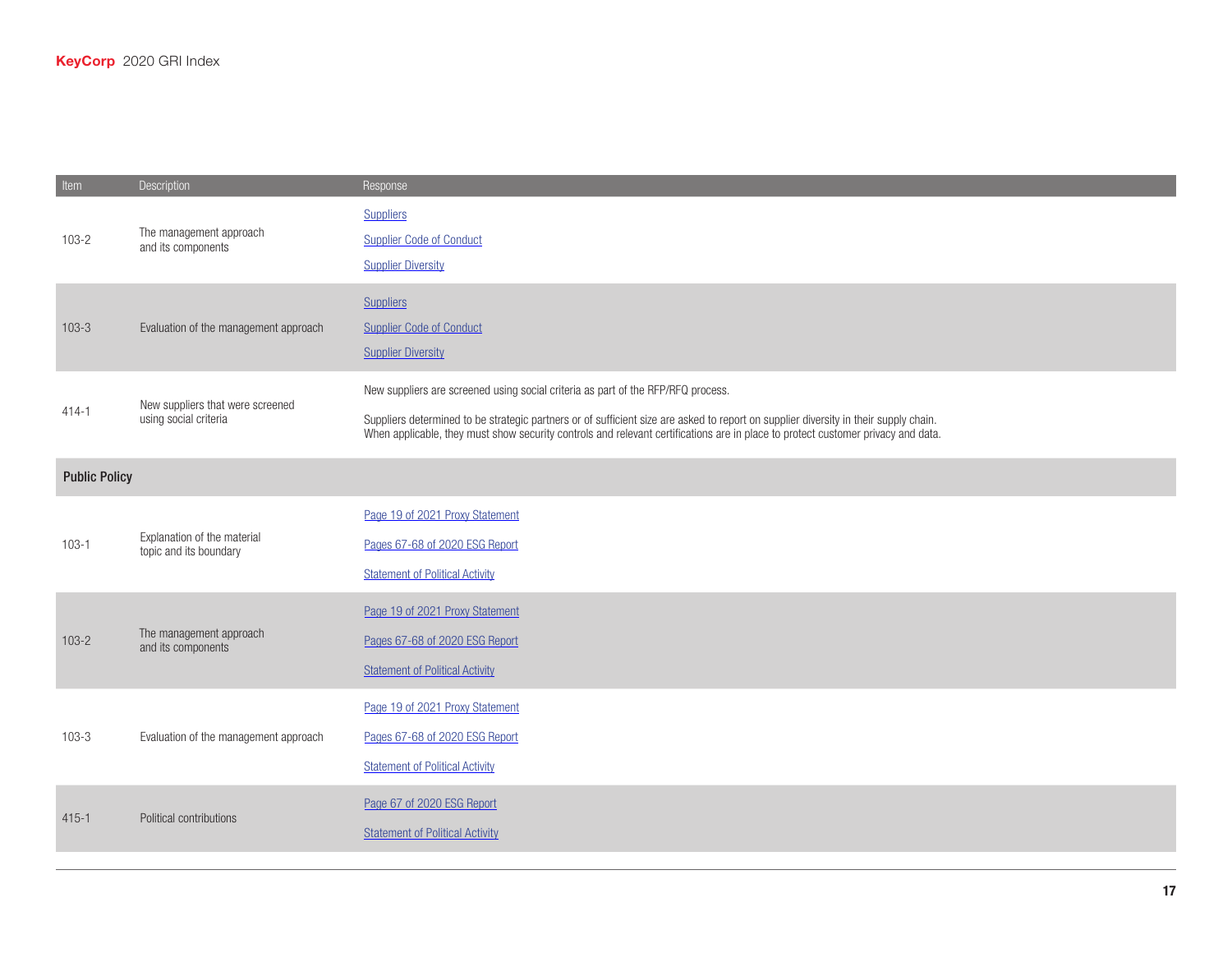| Item | Description | Response |
|---|---|---|
| 103-2 | The management approach and its components | Suppliers<br>Supplier Code of Conduct<br>Supplier Diversity |
| 103-3 | Evaluation of the management approach | Suppliers<br>Supplier Code of Conduct<br>Supplier Diversity |
| 414-1 | New suppliers that were screened using social criteria | New suppliers are screened using social criteria as part of the RFP/RFQ process.<br><br>Suppliers determined to be strategic partners or of sufficient size are asked to report on supplier diversity in their supply chain. When applicable, they must show security controls and relevant certifications are in place to protect customer privacy and data. |
| **Public Policy** | | |
| 103-1 | Explanation of the material topic and its boundary | Page 19 of 2021 Proxy Statement<br>Pages 67-68 of 2020 ESG Report<br>Statement of Political Activity |
| 103-2 | The management approach and its components | Page 19 of 2021 Proxy Statement<br>Pages 67-68 of 2020 ESG Report<br>Statement of Political Activity |
| 103-3 | Evaluation of the management approach | Page 19 of 2021 Proxy Statement<br>Pages 67-68 of 2020 ESG Report<br>Statement of Political Activity |
| 415-1 | Political contributions | Page 67 of 2020 ESG Report<br>Statement of Political Activity |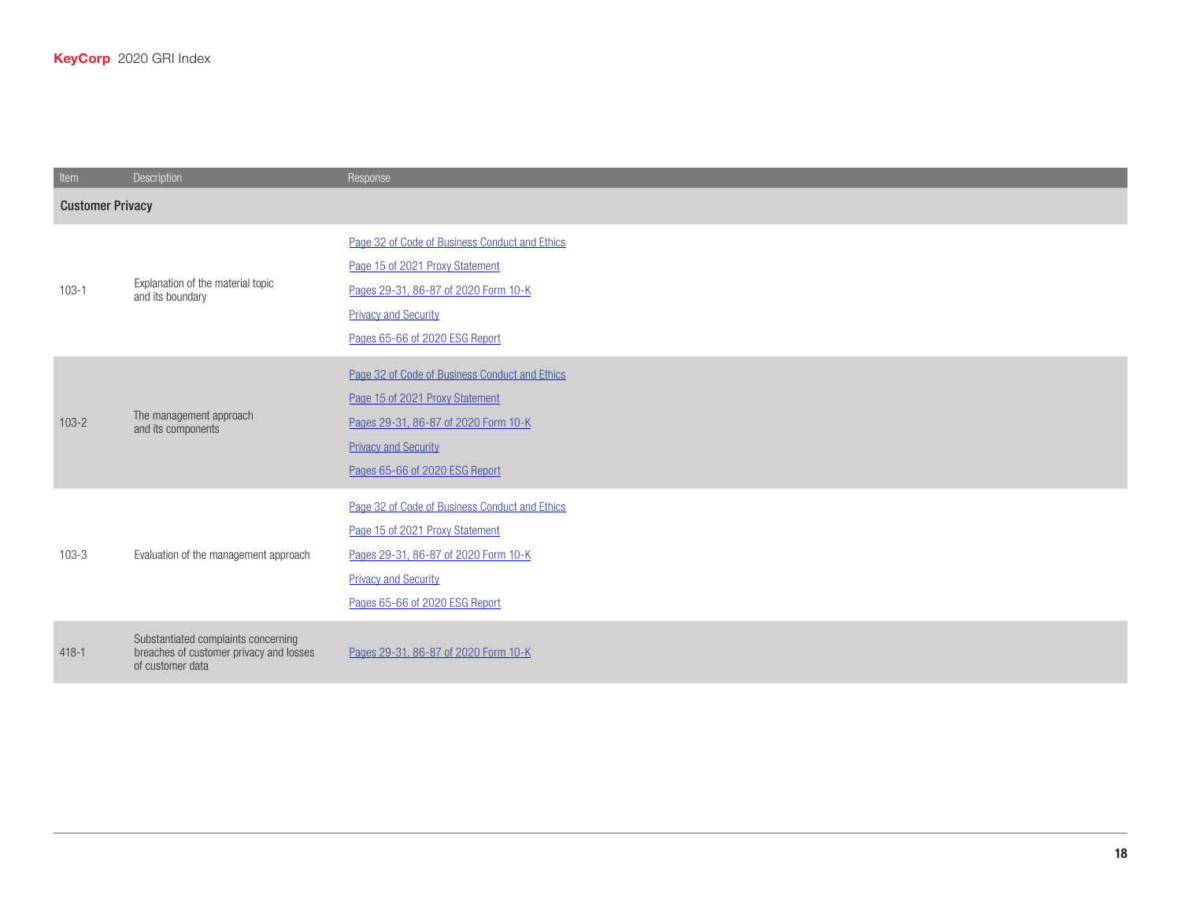| Item | Description | Response |
|---|---|---|
| **Customer Privacy** | | |
| 103-1 | Explanation of the material topic and its boundary | Page 32 of Code of Business Conduct and Ethics<br>Page 15 of 2021 Proxy Statement<br>Pages 29-31, 86-87 of 2020 Form 10-K<br>Privacy and Security<br>Pages 65-66 of 2020 ESG Report |
| 103-2 | The management approach and its components | Page 32 of Code of Business Conduct and Ethics<br>Page 15 of 2021 Proxy Statement<br>Pages 29-31, 86-87 of 2020 Form 10-K<br>Privacy and Security<br>Pages 65-66 of 2020 ESG Report |
| 103-3 | Evaluation of the management approach | Page 32 of Code of Business Conduct and Ethics<br>Page 15 of 2021 Proxy Statement<br>Pages 29-31, 86-87 of 2020 Form 10-K<br>Privacy and Security<br>Pages 65-66 of 2020 ESG Report |
| 418-1 | Substantiated complaints concerning breaches of customer privacy and losses of customer data | Pages 29-31, 86-87 of 2020 Form 10-K |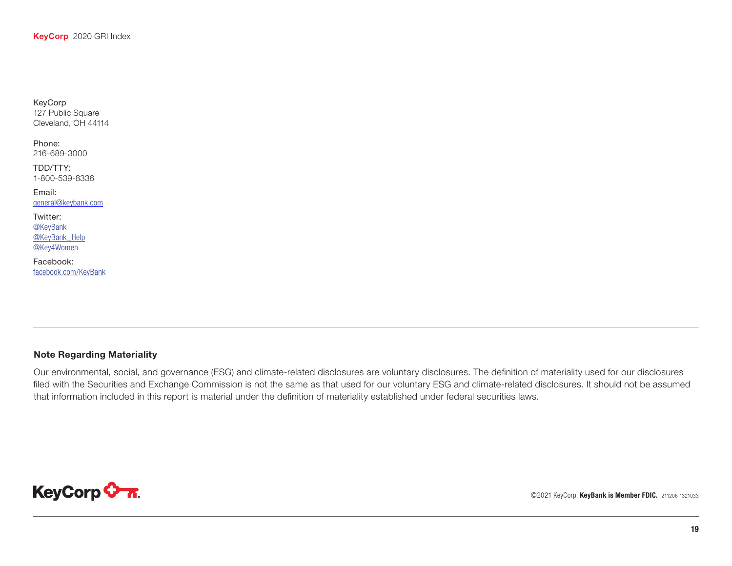KeyCorp
127 Public Square
Cleveland, OH 44114

Phone:
216-689-3000

TDD/TTY:
1-800-539-8336

Email:
general@keybank.com

Twitter:
@KeyBank
@KeyBank_Help
@Key4Women

Facebook:
facebook.com/KeyBank

### Note Regarding Materiality

Our environmental, social, and governance (ESG) and climate-related disclosures are voluntary disclosures. The definition of materiality used for our disclosures filed with the Securities and Exchange Commission is not the same as that used for our voluntary ESG and climate-related disclosures. It should not be assumed that information included in this report is material under the definition of materiality established under federal securities laws.

KeyCorp

©2021 KeyCorp. **KeyBank is Member FDIC.** 211206-1321033